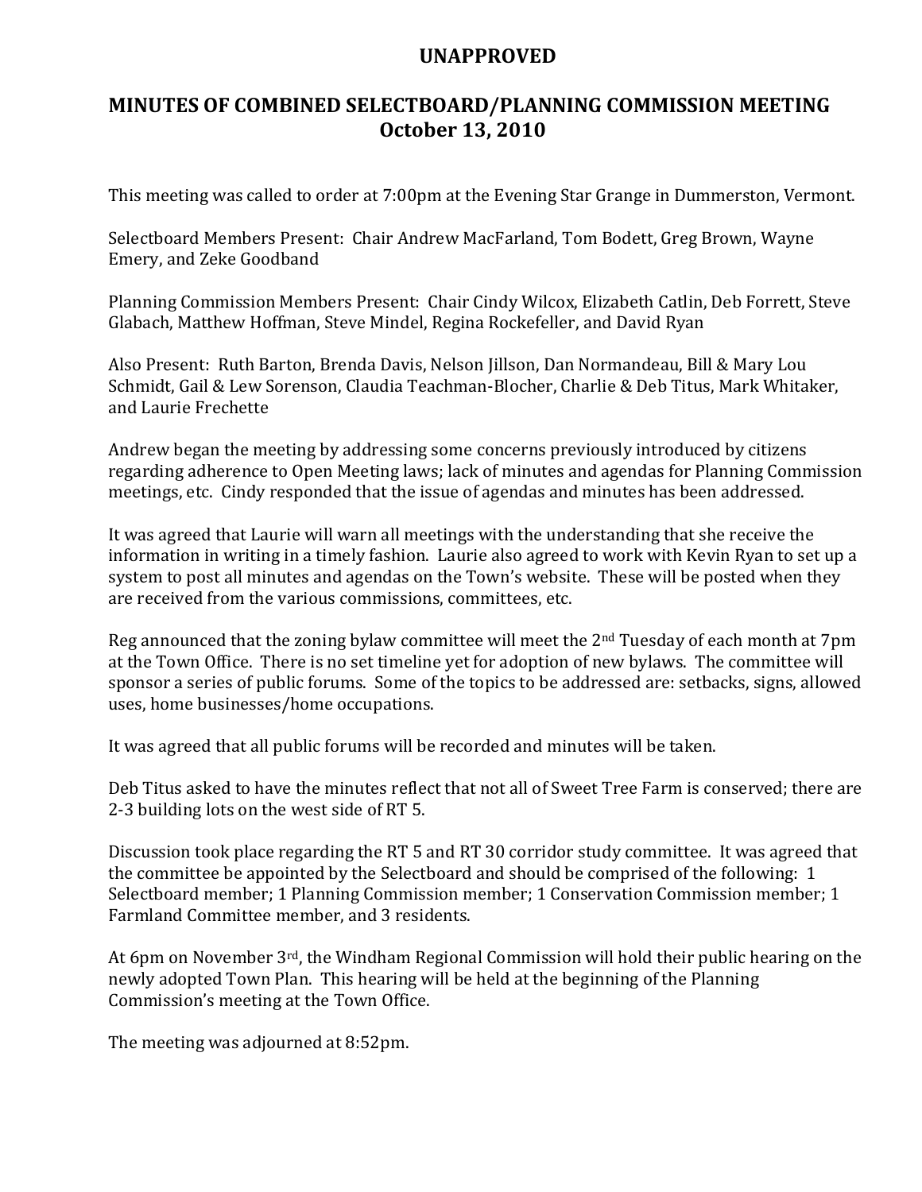# UNAPPROVED

## MINUTES OF COMBINED SELECTBOARD/PLANNING COMMISSION MEETING October 13, 2010

This meeting was called to order at 7:00pm at the Evening Star Grange in Dummerston, Vermont.

Selectboard Members Present: Chair Andrew MacFarland, Tom Bodett, Greg Brown, Wayne Emery, and Zeke Goodband

Planning Commission Members Present: Chair Cindy Wilcox, Elizabeth Catlin, Deb Forrett, Steve Glabach, Matthew Hoffman, Steve Mindel, Regina Rockefeller, and David Ryan

Also Present: Ruth Barton, Brenda Davis, Nelson Jillson, Dan Normandeau, Bill & Mary Lou Schmidt, Gail & Lew Sorenson, Claudia Teachman-Blocher, Charlie & Deb Titus, Mark Whitaker, and Laurie Frechette

Andrew began the meeting by addressing some concerns previously introduced by citizens regarding adherence to Open Meeting laws; lack of minutes and agendas for Planning Commission meetings, etc. Cindy responded that the issue of agendas and minutes has been addressed.

It was agreed that Laurie will warn all meetings with the understanding that she receive the information in writing in a timely fashion. Laurie also agreed to work with Kevin Ryan to set up a system to post all minutes and agendas on the Town's website. These will be posted when they are received from the various commissions, committees, etc.

Reg announced that the zoning bylaw committee will meet the 2nd Tuesday of each month at 7pm at the Town Office. There is no set timeline yet for adoption of new bylaws. The committee will sponsor a series of public forums. Some of the topics to be addressed are: setbacks, signs, allowed uses, home businesses/home occupations.

It was agreed that all public forums will be recorded and minutes will be taken.

Deb Titus asked to have the minutes reflect that not all of Sweet Tree Farm is conserved; there are 2-3 building lots on the west side of RT 5.

Discussion took place regarding the RT 5 and RT 30 corridor study committee. It was agreed that the committee be appointed by the Selectboard and should be comprised of the following: 1 Selectboard member; 1 Planning Commission member; 1 Conservation Commission member; 1 Farmland Committee member, and 3 residents.

At 6pm on November 3rd, the Windham Regional Commission will hold their public hearing on the newly adopted Town Plan. This hearing will be held at the beginning of the Planning Commission's meeting at the Town Office.

The meeting was adjourned at 8:52pm.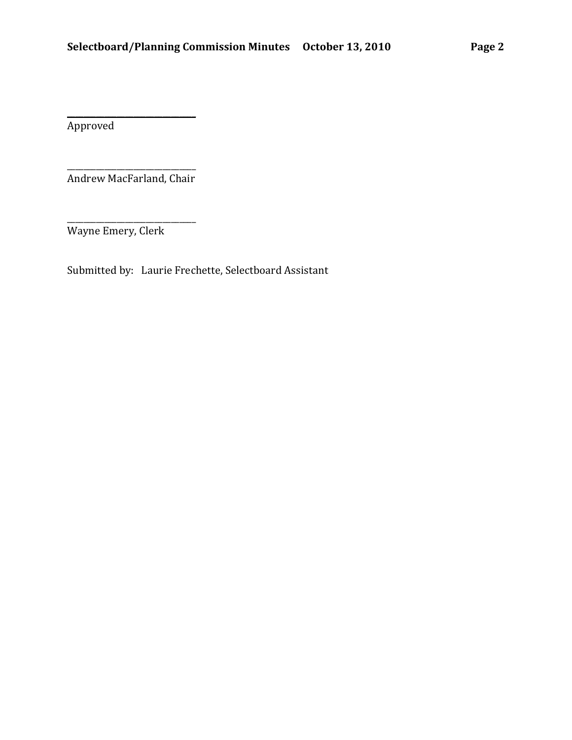\_\_\_\_\_\_\_\_\_\_\_\_\_\_\_\_\_\_\_\_\_\_\_\_\_\_\_\_\_\_
Approved

\_\_\_\_\_\_\_\_\_\_\_\_\_\_\_\_\_\_\_\_\_\_\_\_\_\_\_\_\_\_
Andrew MacFarland, Chair

\_\_\_\_\_\_\_\_\_\_\_\_\_\_\_\_\_\_\_\_\_\_\_\_\_\_\_\_\_\_
Wayne Emery, Clerk

Submitted by: Laurie Frechette, Selectboard Assistant